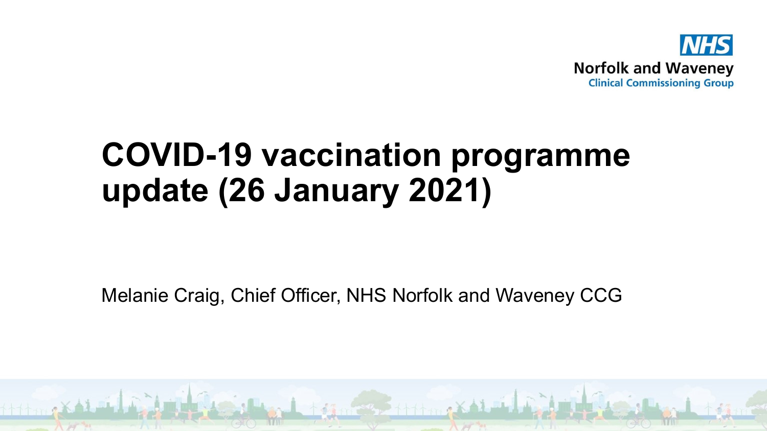NHS
Norfolk and Waveney
Clinical Commissioning Group

# COVID-19 vaccination programme update (26 January 2021)

Melanie Craig, Chief Officer, NHS Norfolk and Waveney CCG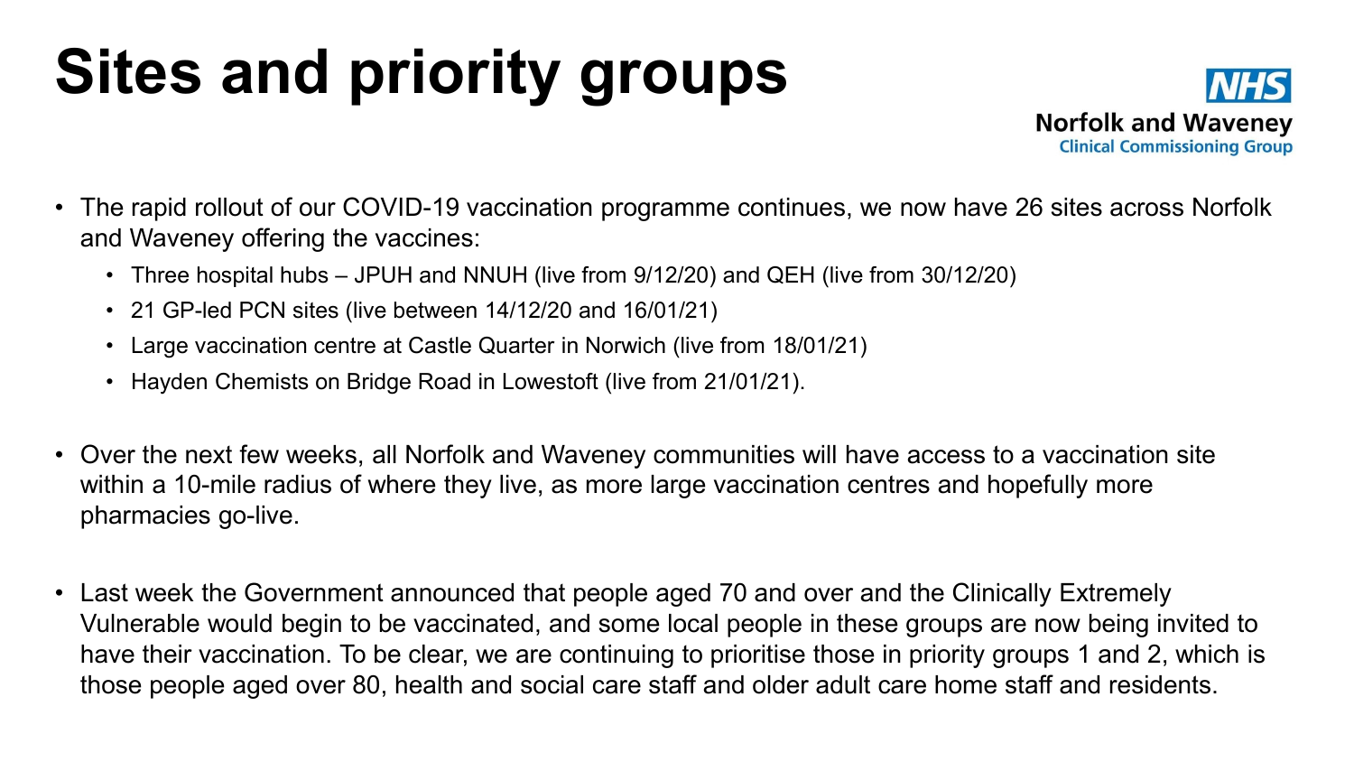# Sites and priority groups

NHS Norfolk and Waveney Clinical Commissioning Group

- The rapid rollout of our COVID-19 vaccination programme continues, we now have 26 sites across Norfolk and Waveney offering the vaccines:
  - Three hospital hubs – JPUH and NNUH (live from 9/12/20) and QEH (live from 30/12/20)
  - 21 GP-led PCN sites (live between 14/12/20 and 16/01/21)
  - Large vaccination centre at Castle Quarter in Norwich (live from 18/01/21)
  - Hayden Chemists on Bridge Road in Lowestoft (live from 21/01/21).
- Over the next few weeks, all Norfolk and Waveney communities will have access to a vaccination site within a 10-mile radius of where they live, as more large vaccination centres and hopefully more pharmacies go-live.
- Last week the Government announced that people aged 70 and over and the Clinically Extremely Vulnerable would begin to be vaccinated, and some local people in these groups are now being invited to have their vaccination. To be clear, we are continuing to prioritise those in priority groups 1 and 2, which is those people aged over 80, health and social care staff and older adult care home staff and residents.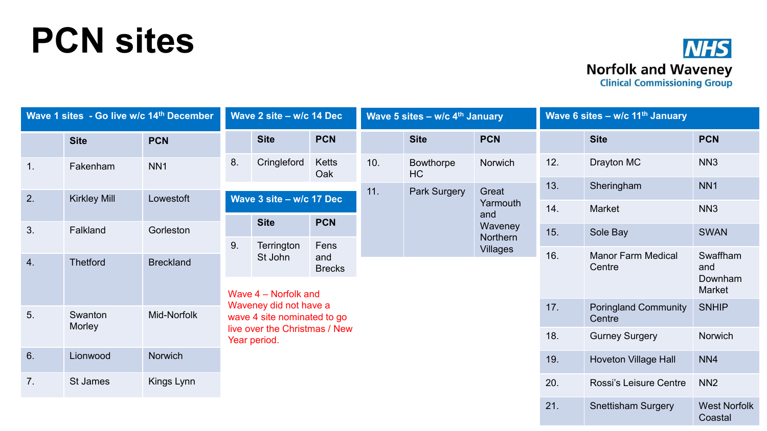# PCN sites

NHS Norfolk and Waveney Clinical Commissioning Group

**Wave 1 sites - Go live w/c 14th December**

| | Site | PCN |
|---|---|---|
| 1. | Fakenham | NN1 |
| 2. | Kirkley Mill | Lowestoft |
| 3. | Falkland | Gorleston |
| 4. | Thetford | Breckland |
| 5. | Swanton Morley | Mid-Norfolk |
| 6. | Lionwood | Norwich |
| 7. | St James | Kings Lynn |

**Wave 2 site – w/c 14 Dec**

| | Site | PCN |
|---|---|---|
| 8. | Cringleford | Ketts Oak |

**Wave 3 site – w/c 17 Dec**

| | Site | PCN |
|---|---|---|
| 9. | Terrington St John | Fens and Brecks |

Wave 4 – Norfolk and Waveney did not have a wave 4 site nominated to go live over the Christmas / New Year period.

**Wave 5 sites – w/c 4th January**

| | Site | PCN |
|---|---|---|
| 10. | Bowthorpe HC | Norwich |
| 11. | Park Surgery | Great Yarmouth and Waveney Northern Villages |

**Wave 6 sites – w/c 11th January**

| | Site | PCN |
|---|---|---|
| 12. | Drayton MC | NN3 |
| 13. | Sheringham | NN1 |
| 14. | Market | NN3 |
| 15. | Sole Bay | SWAN |
| 16. | Manor Farm Medical Centre | Swaffham and Downham Market |
| 17. | Poringland Community Centre | SNHIP |
| 18. | Gurney Surgery | Norwich |
| 19. | Hoveton Village Hall | NN4 |
| 20. | Rossi's Leisure Centre | NN2 |
| 21. | Snettisham Surgery | West Norfolk Coastal |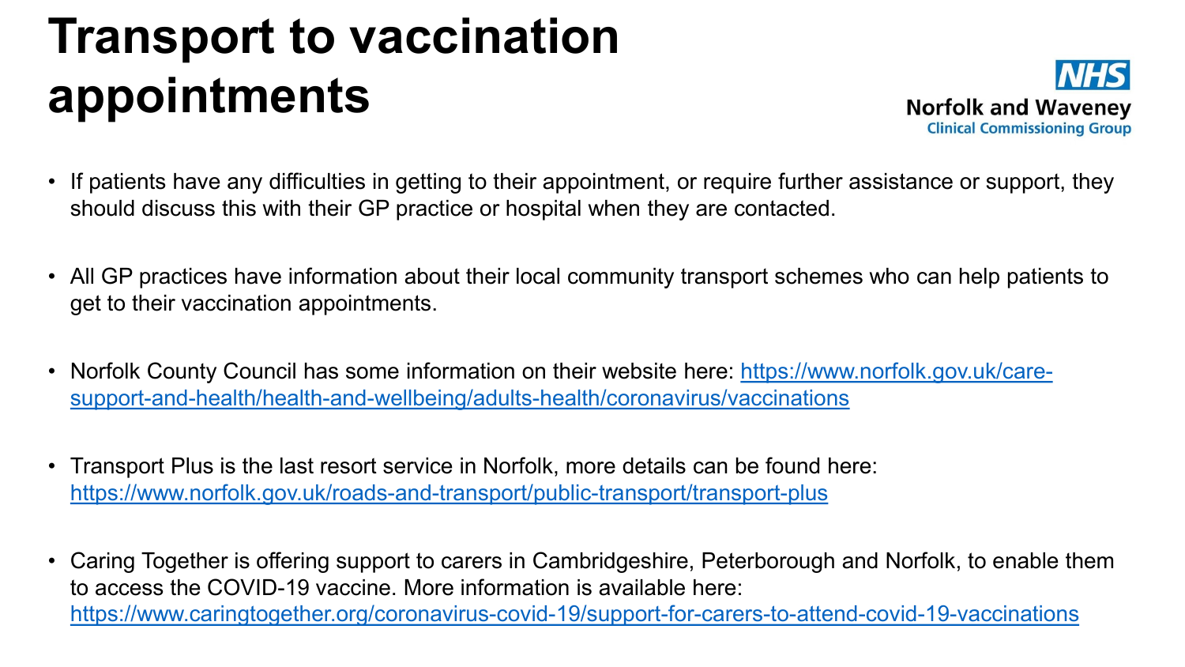# Transport to vaccination appointments

NHS
Norfolk and Waveney
Clinical Commissioning Group

- If patients have any difficulties in getting to their appointment, or require further assistance or support, they should discuss this with their GP practice or hospital when they are contacted.

- All GP practices have information about their local community transport schemes who can help patients to get to their vaccination appointments.

- Norfolk County Council has some information on their website here: https://www.norfolk.gov.uk/care-support-and-health/health-and-wellbeing/adults-health/coronavirus/vaccinations

- Transport Plus is the last resort service in Norfolk, more details can be found here: https://www.norfolk.gov.uk/roads-and-transport/public-transport/transport-plus

- Caring Together is offering support to carers in Cambridgeshire, Peterborough and Norfolk, to enable them to access the COVID-19 vaccine. More information is available here: https://www.caringtogether.org/coronavirus-covid-19/support-for-carers-to-attend-covid-19-vaccinations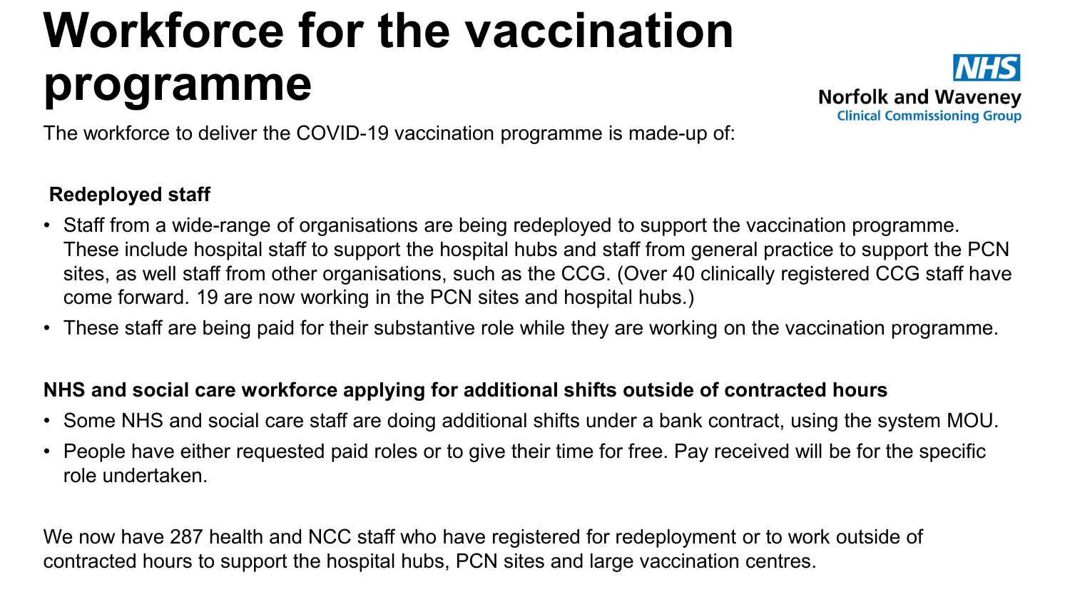# Workforce for the vaccination programme

NHS
Norfolk and Waveney
Clinical Commissioning Group

The workforce to deliver the COVID-19 vaccination programme is made-up of:

**Redeployed staff**

- Staff from a wide-range of organisations are being redeployed to support the vaccination programme. These include hospital staff to support the hospital hubs and staff from general practice to support the PCN sites, as well staff from other organisations, such as the CCG. (Over 40 clinically registered CCG staff have come forward. 19 are now working in the PCN sites and hospital hubs.)
- These staff are being paid for their substantive role while they are working on the vaccination programme.

**NHS and social care workforce applying for additional shifts outside of contracted hours**

- Some NHS and social care staff are doing additional shifts under a bank contract, using the system MOU.
- People have either requested paid roles or to give their time for free. Pay received will be for the specific role undertaken.

We now have 287 health and NCC staff who have registered for redeployment or to work outside of contracted hours to support the hospital hubs, PCN sites and large vaccination centres.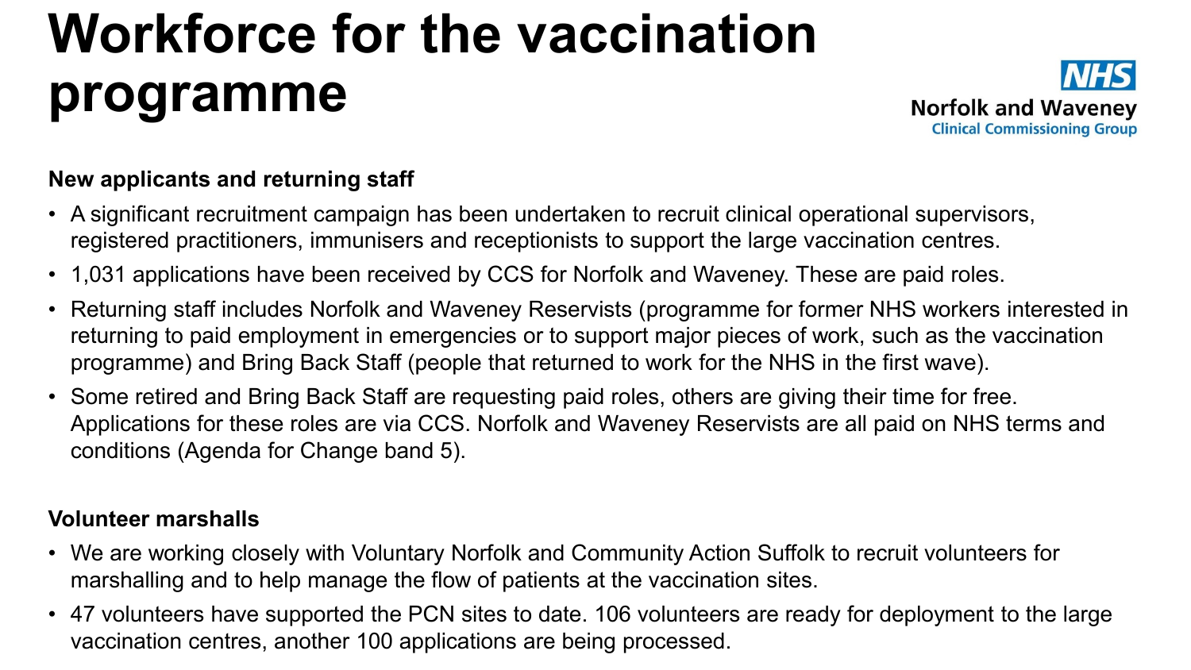# Workforce for the vaccination programme

NHS
Norfolk and Waveney
Clinical Commissioning Group

**New applicants and returning staff**

- A significant recruitment campaign has been undertaken to recruit clinical operational supervisors, registered practitioners, immunisers and receptionists to support the large vaccination centres.
- 1,031 applications have been received by CCS for Norfolk and Waveney. These are paid roles.
- Returning staff includes Norfolk and Waveney Reservists (programme for former NHS workers interested in returning to paid employment in emergencies or to support major pieces of work, such as the vaccination programme) and Bring Back Staff (people that returned to work for the NHS in the first wave).
- Some retired and Bring Back Staff are requesting paid roles, others are giving their time for free. Applications for these roles are via CCS. Norfolk and Waveney Reservists are all paid on NHS terms and conditions (Agenda for Change band 5).

**Volunteer marshalls**

- We are working closely with Voluntary Norfolk and Community Action Suffolk to recruit volunteers for marshalling and to help manage the flow of patients at the vaccination sites.
- 47 volunteers have supported the PCN sites to date. 106 volunteers are ready for deployment to the large vaccination centres, another 100 applications are being processed.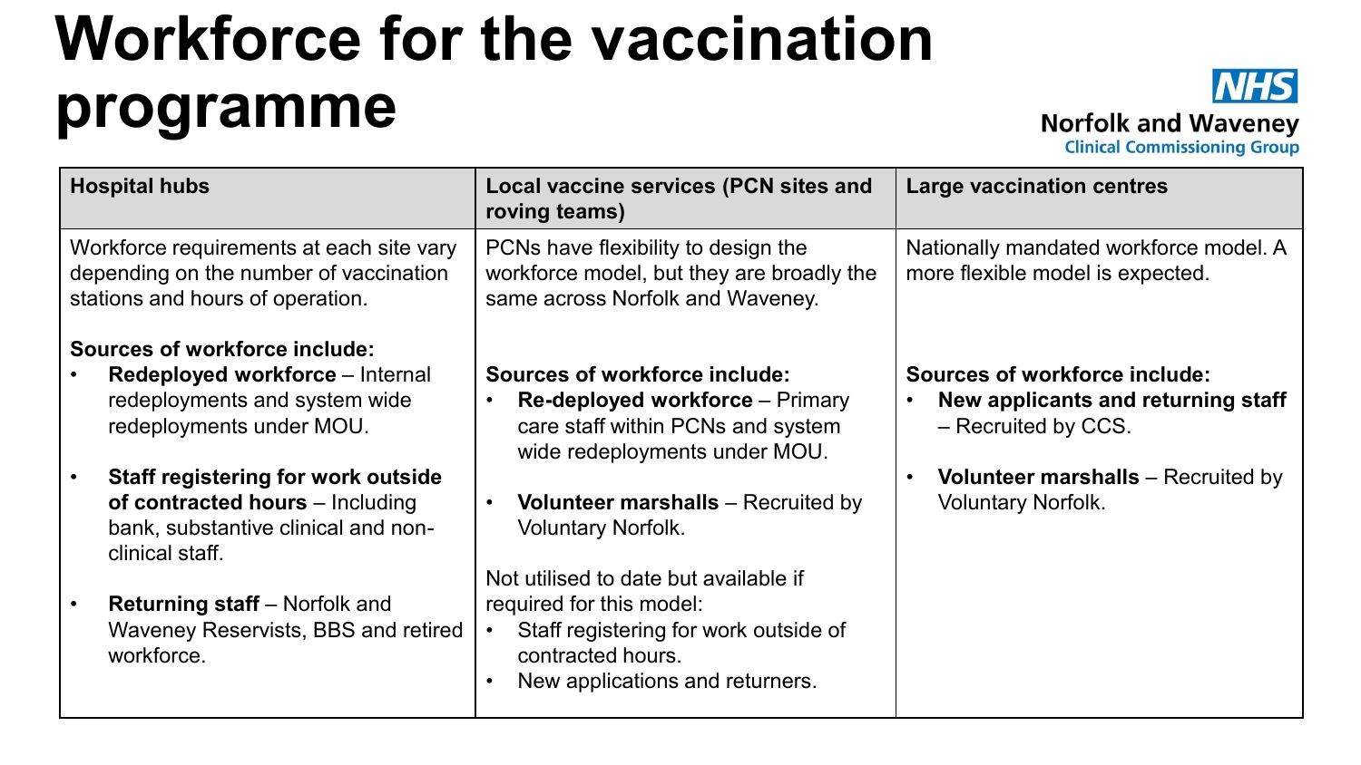# Workforce for the vaccination programme

NHS Norfolk and Waveney Clinical Commissioning Group

| Hospital hubs | Local vaccine services (PCN sites and roving teams) | Large vaccination centres |
|---|---|---|
| Workforce requirements at each site vary depending on the number of vaccination stations and hours of operation.<br><br>**Sources of workforce include:**<br>• **Redeployed workforce** – Internal redeployments and system wide redeployments under MOU.<br>• **Staff registering for work outside of contracted hours** – Including bank, substantive clinical and non-clinical staff.<br>• **Returning staff** – Norfolk and Waveney Reservists, BBS and retired workforce. | PCNs have flexibility to design the workforce model, but they are broadly the same across Norfolk and Waveney.<br><br>**Sources of workforce include:**<br>• **Re-deployed workforce** – Primary care staff within PCNs and system wide redeployments under MOU.<br>• **Volunteer marshalls** – Recruited by Voluntary Norfolk.<br><br>Not utilised to date but available if required for this model:<br>• Staff registering for work outside of contracted hours.<br>• New applications and returners. | Nationally mandated workforce model. A more flexible model is expected.<br><br>**Sources of workforce include:**<br>• **New applicants and returning staff** – Recruited by CCS.<br>• **Volunteer marshalls** – Recruited by Voluntary Norfolk. |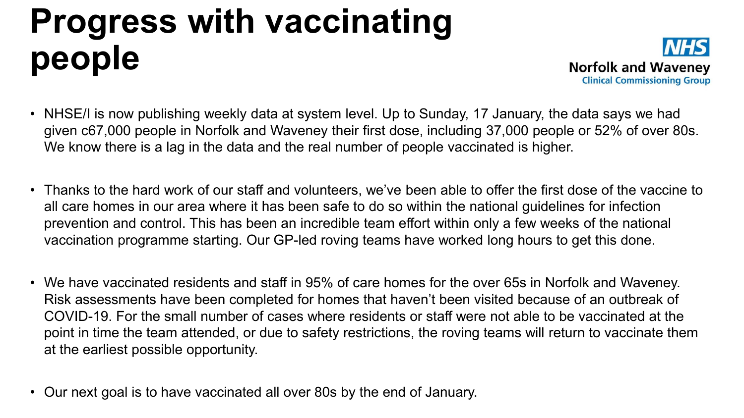# Progress with vaccinating people

NHS
Norfolk and Waveney
Clinical Commissioning Group

- NHSE/I is now publishing weekly data at system level. Up to Sunday, 17 January, the data says we had given c67,000 people in Norfolk and Waveney their first dose, including 37,000 people or 52% of over 80s. We know there is a lag in the data and the real number of people vaccinated is higher.

- Thanks to the hard work of our staff and volunteers, we've been able to offer the first dose of the vaccine to all care homes in our area where it has been safe to do so within the national guidelines for infection prevention and control. This has been an incredible team effort within only a few weeks of the national vaccination programme starting. Our GP-led roving teams have worked long hours to get this done.

- We have vaccinated residents and staff in 95% of care homes for the over 65s in Norfolk and Waveney. Risk assessments have been completed for homes that haven't been visited because of an outbreak of COVID-19. For the small number of cases where residents or staff were not able to be vaccinated at the point in time the team attended, or due to safety restrictions, the roving teams will return to vaccinate them at the earliest possible opportunity.

- Our next goal is to have vaccinated all over 80s by the end of January.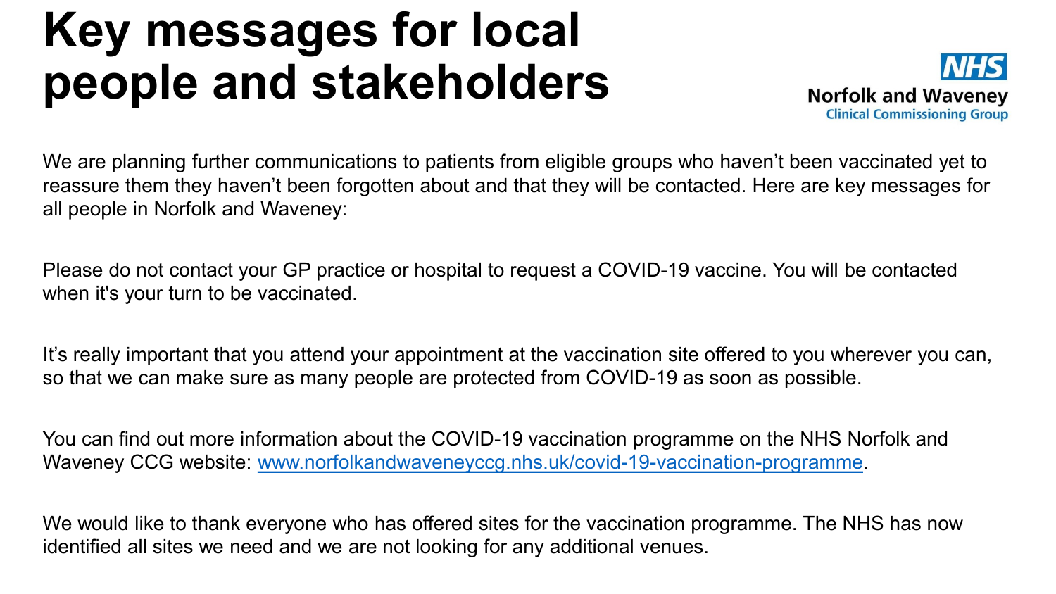# Key messages for local people and stakeholders

NHS
Norfolk and Waveney
Clinical Commissioning Group

We are planning further communications to patients from eligible groups who haven't been vaccinated yet to reassure them they haven't been forgotten about and that they will be contacted. Here are key messages for all people in Norfolk and Waveney:

Please do not contact your GP practice or hospital to request a COVID-19 vaccine. You will be contacted when it's your turn to be vaccinated.

It's really important that you attend your appointment at the vaccination site offered to you wherever you can, so that we can make sure as many people are protected from COVID-19 as soon as possible.

You can find out more information about the COVID-19 vaccination programme on the NHS Norfolk and Waveney CCG website: [www.norfolkandwaveneyccg.nhs.uk/covid-19-vaccination-programme](http://www.norfolkandwaveneyccg.nhs.uk/covid-19-vaccination-programme).

We would like to thank everyone who has offered sites for the vaccination programme. The NHS has now identified all sites we need and we are not looking for any additional venues.